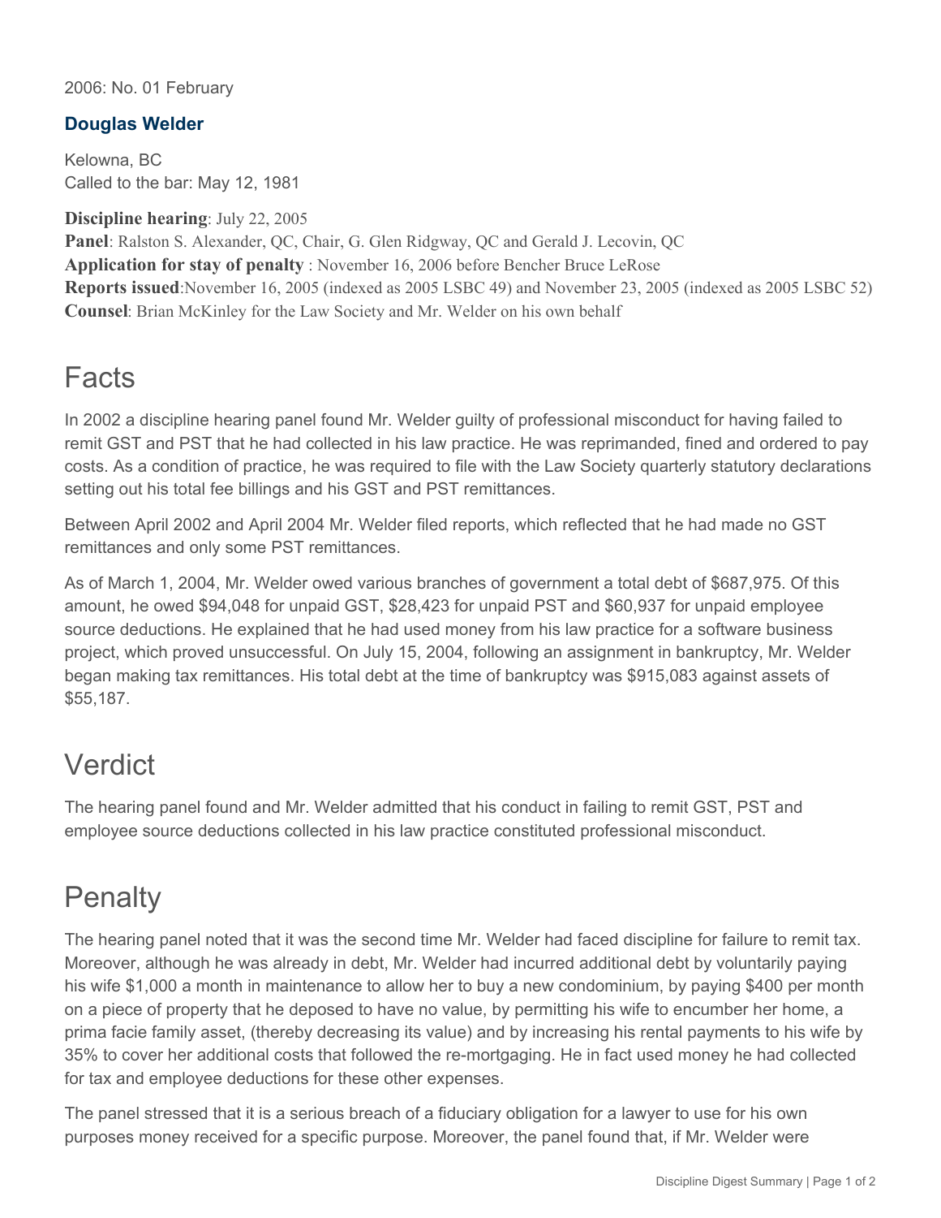2006: No. 01 February

## Douglas Welder

Kelowna, BC
Called to the bar: May 12, 1981

**Discipline hearing**: July 22, 2005
**Panel**: Ralston S. Alexander, QC, Chair, G. Glen Ridgway, QC and Gerald J. Lecovin, QC
**Application for stay of penalty** : November 16, 2006 before Bencher Bruce LeRose
**Reports issued**:November 16, 2005 (indexed as 2005 LSBC 49) and November 23, 2005 (indexed as 2005 LSBC 52)
**Counsel**: Brian McKinley for the Law Society and Mr. Welder on his own behalf

# Facts

In 2002 a discipline hearing panel found Mr. Welder guilty of professional misconduct for having failed to remit GST and PST that he had collected in his law practice. He was reprimanded, fined and ordered to pay costs. As a condition of practice, he was required to file with the Law Society quarterly statutory declarations setting out his total fee billings and his GST and PST remittances.

Between April 2002 and April 2004 Mr. Welder filed reports, which reflected that he had made no GST remittances and only some PST remittances.

As of March 1, 2004, Mr. Welder owed various branches of government a total debt of $687,975. Of this amount, he owed $94,048 for unpaid GST, $28,423 for unpaid PST and $60,937 for unpaid employee source deductions. He explained that he had used money from his law practice for a software business project, which proved unsuccessful. On July 15, 2004, following an assignment in bankruptcy, Mr. Welder began making tax remittances. His total debt at the time of bankruptcy was $915,083 against assets of $55,187.

# Verdict

The hearing panel found and Mr. Welder admitted that his conduct in failing to remit GST, PST and employee source deductions collected in his law practice constituted professional misconduct.

# Penalty

The hearing panel noted that it was the second time Mr. Welder had faced discipline for failure to remit tax. Moreover, although he was already in debt, Mr. Welder had incurred additional debt by voluntarily paying his wife $1,000 a month in maintenance to allow her to buy a new condominium, by paying $400 per month on a piece of property that he deposed to have no value, by permitting his wife to encumber her home, a prima facie family asset, (thereby decreasing its value) and by increasing his rental payments to his wife by 35% to cover her additional costs that followed the re-mortgaging. He in fact used money he had collected for tax and employee deductions for these other expenses.

The panel stressed that it is a serious breach of a fiduciary obligation for a lawyer to use for his own purposes money received for a specific purpose. Moreover, the panel found that, if Mr. Welder were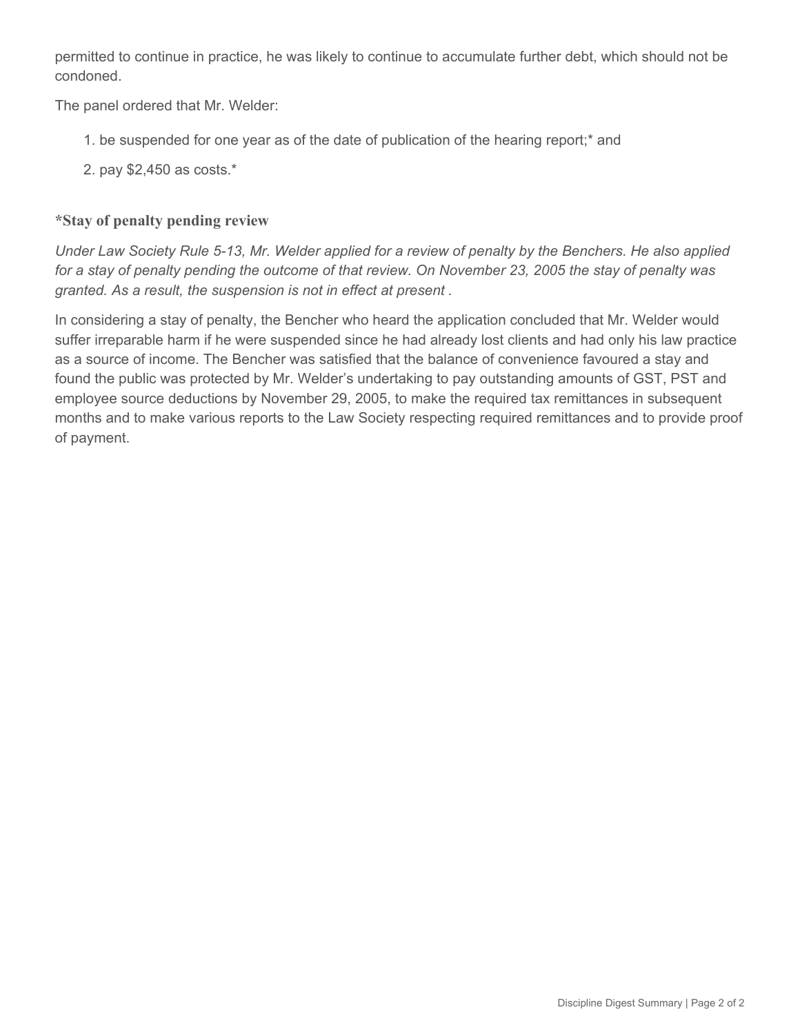permitted to continue in practice, he was likely to continue to accumulate further debt, which should not be condoned.

The panel ordered that Mr. Welder:

1. be suspended for one year as of the date of publication of the hearing report;* and
2. pay $2,450 as costs.*

### *Stay of penalty pending review

*Under Law Society Rule 5-13, Mr. Welder applied for a review of penalty by the Benchers. He also applied for a stay of penalty pending the outcome of that review. On November 23, 2005 the stay of penalty was granted. As a result, the suspension is not in effect at present* .

In considering a stay of penalty, the Bencher who heard the application concluded that Mr. Welder would suffer irreparable harm if he were suspended since he had already lost clients and had only his law practice as a source of income. The Bencher was satisfied that the balance of convenience favoured a stay and found the public was protected by Mr. Welder's undertaking to pay outstanding amounts of GST, PST and employee source deductions by November 29, 2005, to make the required tax remittances in subsequent months and to make various reports to the Law Society respecting required remittances and to provide proof of payment.